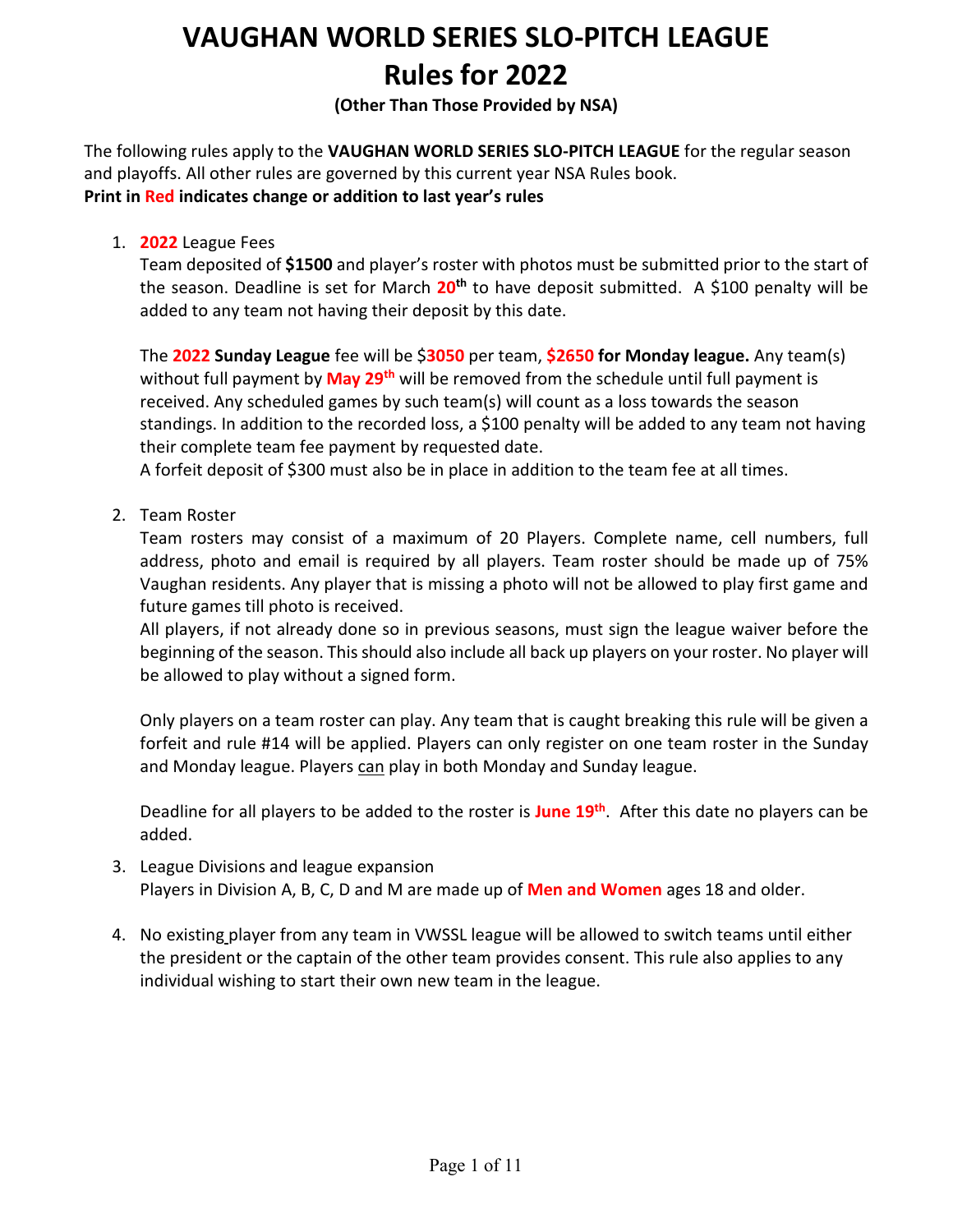# VAUGHAN WORLD SERIES SLO-PITCH LEAGUE
# Rules for 2022

**(Other Than Those Provided by NSA)**

The following rules apply to the **VAUGHAN WORLD SERIES SLO-PITCH LEAGUE** for the regular season and playoffs. All other rules are governed by this current year NSA Rules book.
**Print in Red indicates change or addition to last year's rules**

1. **2022** League Fees
   Team deposited of **$1500** and player's roster with photos must be submitted prior to the start of the season. Deadline is set for March **20th** to have deposit submitted. A $100 penalty will be added to any team not having their deposit by this date.

   The **2022 Sunday League** fee will be $**3050** per team, **$2650 for Monday league.** Any team(s) without full payment by **May 29th** will be removed from the schedule until full payment is received. Any scheduled games by such team(s) will count as a loss towards the season standings. In addition to the recorded loss, a $100 penalty will be added to any team not having their complete team fee payment by requested date.
   A forfeit deposit of $300 must also be in place in addition to the team fee at all times.

2. Team Roster
   Team rosters may consist of a maximum of 20 Players. Complete name, cell numbers, full address, photo and email is required by all players. Team roster should be made up of 75% Vaughan residents. Any player that is missing a photo will not be allowed to play first game and future games till photo is received.
   All players, if not already done so in previous seasons, must sign the league waiver before the beginning of the season. This should also include all back up players on your roster. No player will be allowed to play without a signed form.

   Only players on a team roster can play. Any team that is caught breaking this rule will be given a forfeit and rule #14 will be applied. Players can only register on one team roster in the Sunday and Monday league. Players can play in both Monday and Sunday league.

   Deadline for all players to be added to the roster is **June 19th**. After this date no players can be added.

3. League Divisions and league expansion
   Players in Division A, B, C, D and M are made up of **Men and Women** ages 18 and older.

4. No existing player from any team in VWSSL league will be allowed to switch teams until either the president or the captain of the other team provides consent. This rule also applies to any individual wishing to start their own new team in the league.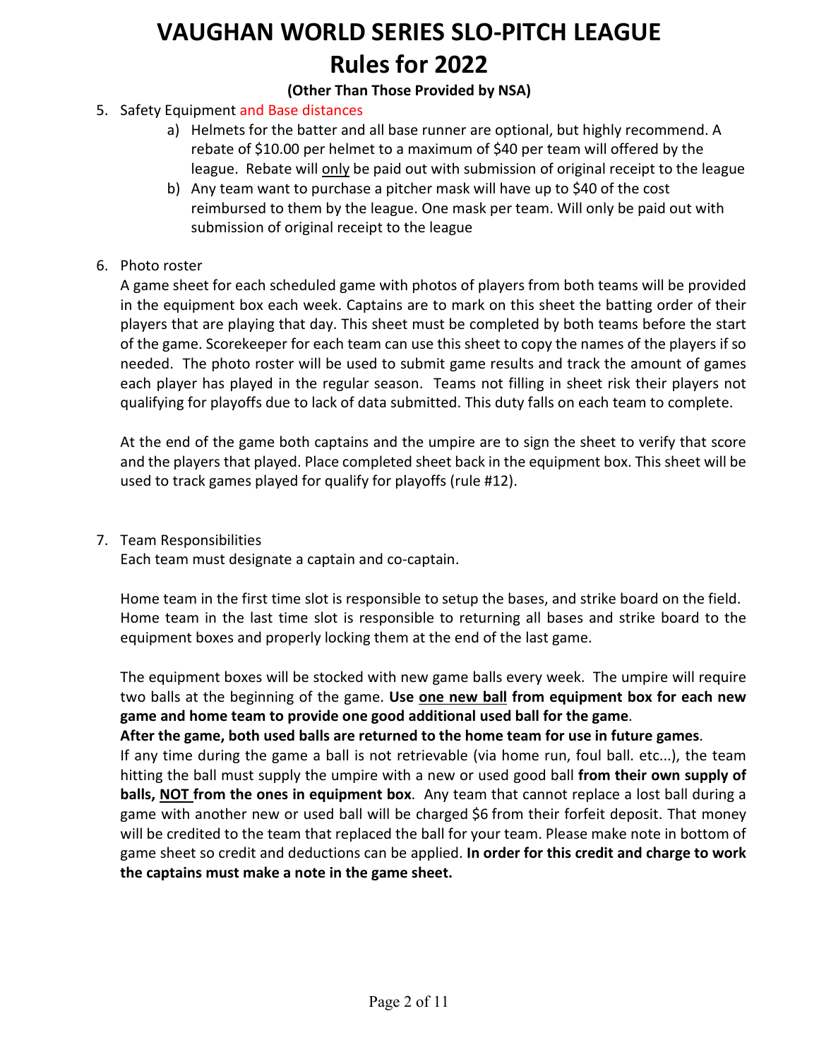# VAUGHAN WORLD SERIES SLO-PITCH LEAGUE
# Rules for 2022

**(Other Than Those Provided by NSA)**

5. Safety Equipment and Base distances
   a) Helmets for the batter and all base runner are optional, but highly recommend. A rebate of $10.00 per helmet to a maximum of $40 per team will offered by the league. Rebate will only be paid out with submission of original receipt to the league
   b) Any team want to purchase a pitcher mask will have up to $40 of the cost reimbursed to them by the league. One mask per team. Will only be paid out with submission of original receipt to the league

6. Photo roster

   A game sheet for each scheduled game with photos of players from both teams will be provided in the equipment box each week. Captains are to mark on this sheet the batting order of their players that are playing that day. This sheet must be completed by both teams before the start of the game. Scorekeeper for each team can use this sheet to copy the names of the players if so needed. The photo roster will be used to submit game results and track the amount of games each player has played in the regular season. Teams not filling in sheet risk their players not qualifying for playoffs due to lack of data submitted. This duty falls on each team to complete.

   At the end of the game both captains and the umpire are to sign the sheet to verify that score and the players that played. Place completed sheet back in the equipment box. This sheet will be used to track games played for qualify for playoffs (rule #12).

7. Team Responsibilities

   Each team must designate a captain and co-captain.

   Home team in the first time slot is responsible to setup the bases, and strike board on the field. Home team in the last time slot is responsible to returning all bases and strike board to the equipment boxes and properly locking them at the end of the last game.

   The equipment boxes will be stocked with new game balls every week. The umpire will require two balls at the beginning of the game. **Use one new ball from equipment box for each new game and home team to provide one good additional used ball for the game**.

   **After the game, both used balls are returned to the home team for use in future games**.

   If any time during the game a ball is not retrievable (via home run, foul ball. etc...), the team hitting the ball must supply the umpire with a new or used good ball **from their own supply of balls, NOT from the ones in equipment box**. Any team that cannot replace a lost ball during a game with another new or used ball will be charged $6 from their forfeit deposit. That money will be credited to the team that replaced the ball for your team. Please make note in bottom of game sheet so credit and deductions can be applied. **In order for this credit and charge to work the captains must make a note in the game sheet.**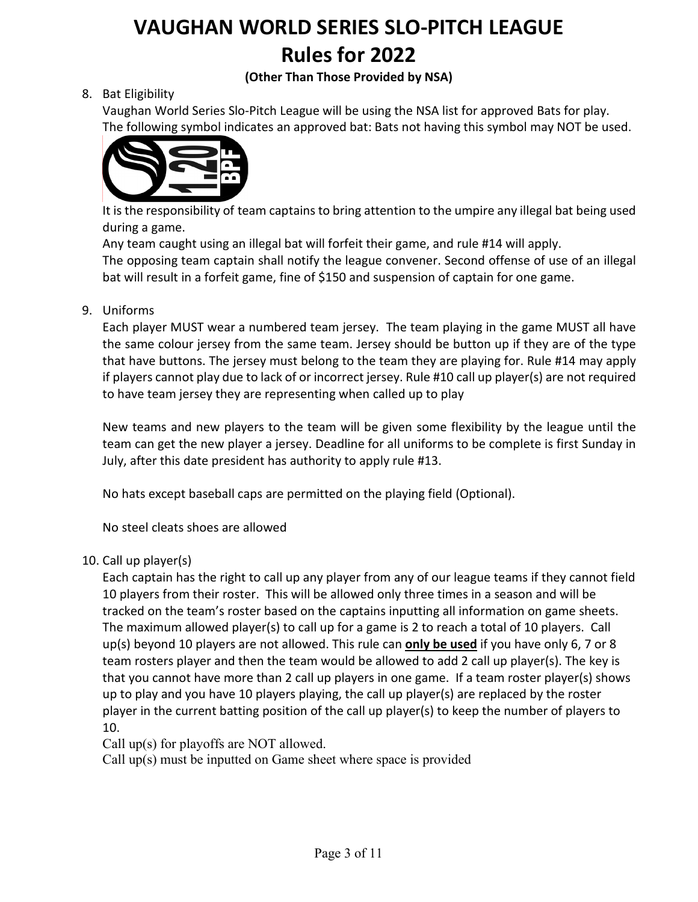# VAUGHAN WORLD SERIES SLO-PITCH LEAGUE
# Rules for 2022

**(Other Than Those Provided by NSA)**

8. Bat Eligibility

   Vaughan World Series Slo-Pitch League will be using the NSA list for approved Bats for play. The following symbol indicates an approved bat: Bats not having this symbol may NOT be used.

   It is the responsibility of team captains to bring attention to the umpire any illegal bat being used during a game.

   Any team caught using an illegal bat will forfeit their game, and rule #14 will apply.

   The opposing team captain shall notify the league convener. Second offense of use of an illegal bat will result in a forfeit game, fine of $150 and suspension of captain for one game.

9. Uniforms

   Each player MUST wear a numbered team jersey. The team playing in the game MUST all have the same colour jersey from the same team. Jersey should be button up if they are of the type that have buttons. The jersey must belong to the team they are playing for. Rule #14 may apply if players cannot play due to lack of or incorrect jersey. Rule #10 call up player(s) are not required to have team jersey they are representing when called up to play

   New teams and new players to the team will be given some flexibility by the league until the team can get the new player a jersey. Deadline for all uniforms to be complete is first Sunday in July, after this date president has authority to apply rule #13.

   No hats except baseball caps are permitted on the playing field (Optional).

   No steel cleats shoes are allowed

10. Call up player(s)

    Each captain has the right to call up any player from any of our league teams if they cannot field 10 players from their roster. This will be allowed only three times in a season and will be tracked on the team's roster based on the captains inputting all information on game sheets. The maximum allowed player(s) to call up for a game is 2 to reach a total of 10 players. Call up(s) beyond 10 players are not allowed. This rule can **only be used** if you have only 6, 7 or 8 team rosters player and then the team would be allowed to add 2 call up player(s). The key is that you cannot have more than 2 call up players in one game. If a team roster player(s) shows up to play and you have 10 players playing, the call up player(s) are replaced by the roster player in the current batting position of the call up player(s) to keep the number of players to 10.

    Call up(s) for playoffs are NOT allowed.

    Call up(s) must be inputted on Game sheet where space is provided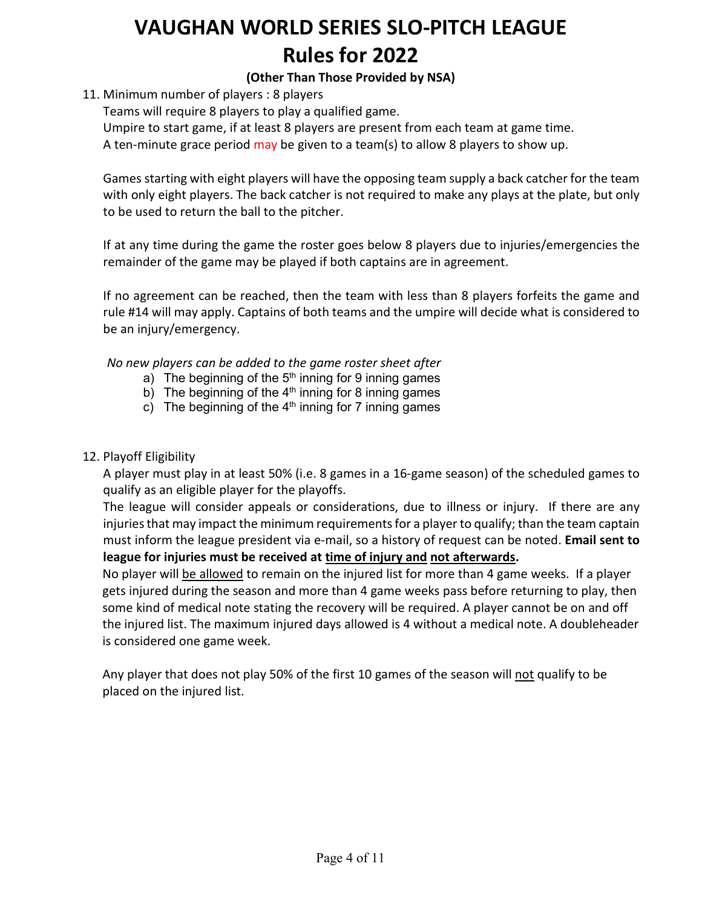# VAUGHAN WORLD SERIES SLO-PITCH LEAGUE
# Rules for 2022

**(Other Than Those Provided by NSA)**

11. Minimum number of players : 8 players

    Teams will require 8 players to play a qualified game.
    Umpire to start game, if at least 8 players are present from each team at game time.
    A ten-minute grace period may be given to a team(s) to allow 8 players to show up.

    Games starting with eight players will have the opposing team supply a back catcher for the team with only eight players. The back catcher is not required to make any plays at the plate, but only to be used to return the ball to the pitcher.

    If at any time during the game the roster goes below 8 players due to injuries/emergencies the remainder of the game may be played if both captains are in agreement.

    If no agreement can be reached, then the team with less than 8 players forfeits the game and rule #14 will may apply. Captains of both teams and the umpire will decide what is considered to be an injury/emergency.

    *No new players can be added to the game roster sheet after*

    a) The beginning of the 5th inning for 9 inning games
    b) The beginning of the 4th inning for 8 inning games
    c) The beginning of the 4th inning for 7 inning games

12. Playoff Eligibility

    A player must play in at least 50% (i.e. 8 games in a 16-game season) of the scheduled games to qualify as an eligible player for the playoffs.
    The league will consider appeals or considerations, due to illness or injury. If there are any injuries that may impact the minimum requirements for a player to qualify; than the team captain must inform the league president via e-mail, so a history of request can be noted. **Email sent to league for injuries must be received at time of injury and not afterwards.**
    No player will be allowed to remain on the injured list for more than 4 game weeks. If a player gets injured during the season and more than 4 game weeks pass before returning to play, then some kind of medical note stating the recovery will be required. A player cannot be on and off the injured list. The maximum injured days allowed is 4 without a medical note. A doubleheader is considered one game week.

    Any player that does not play 50% of the first 10 games of the season will not qualify to be placed on the injured list.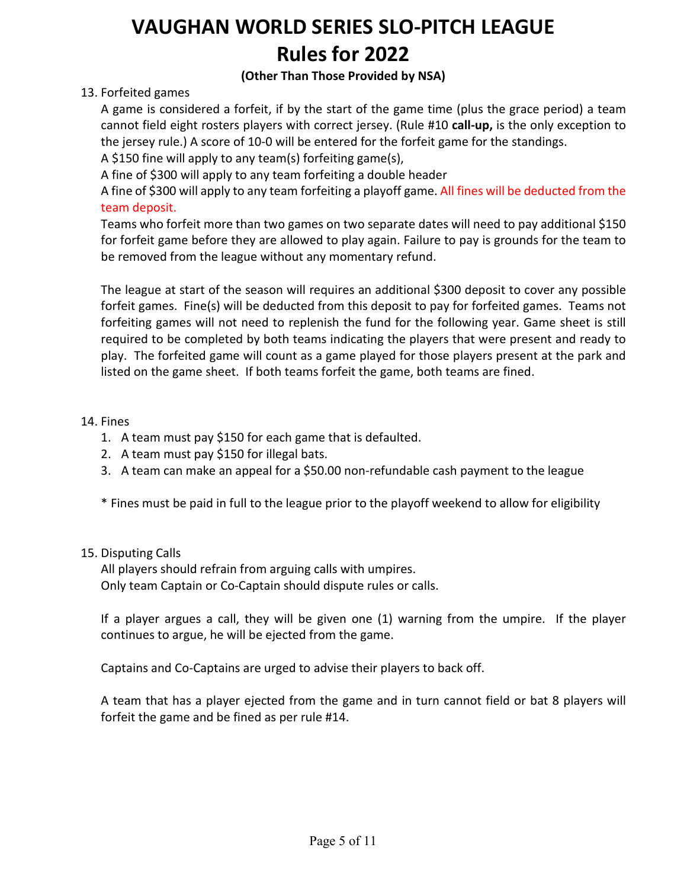# VAUGHAN WORLD SERIES SLO-PITCH LEAGUE
# Rules for 2022

**(Other Than Those Provided by NSA)**

13. Forfeited games

    A game is considered a forfeit, if by the start of the game time (plus the grace period) a team cannot field eight rosters players with correct jersey. (Rule #10 **call-up,** is the only exception to the jersey rule.) A score of 10-0 will be entered for the forfeit game for the standings.

    A $150 fine will apply to any team(s) forfeiting game(s),

    A fine of $300 will apply to any team forfeiting a double header

    A fine of $300 will apply to any team forfeiting a playoff game. All fines will be deducted from the team deposit.

    Teams who forfeit more than two games on two separate dates will need to pay additional $150 for forfeit game before they are allowed to play again. Failure to pay is grounds for the team to be removed from the league without any momentary refund.

    The league at start of the season will requires an additional $300 deposit to cover any possible forfeit games. Fine(s) will be deducted from this deposit to pay for forfeited games. Teams not forfeiting games will not need to replenish the fund for the following year. Game sheet is still required to be completed by both teams indicating the players that were present and ready to play. The forfeited game will count as a game played for those players present at the park and listed on the game sheet. If both teams forfeit the game, both teams are fined.

14. Fines
    1. A team must pay $150 for each game that is defaulted.
    2. A team must pay $150 for illegal bats.
    3. A team can make an appeal for a $50.00 non-refundable cash payment to the league

    * Fines must be paid in full to the league prior to the playoff weekend to allow for eligibility

15. Disputing Calls

    All players should refrain from arguing calls with umpires.

    Only team Captain or Co-Captain should dispute rules or calls.

    If a player argues a call, they will be given one (1) warning from the umpire. If the player continues to argue, he will be ejected from the game.

    Captains and Co-Captains are urged to advise their players to back off.

    A team that has a player ejected from the game and in turn cannot field or bat 8 players will forfeit the game and be fined as per rule #14.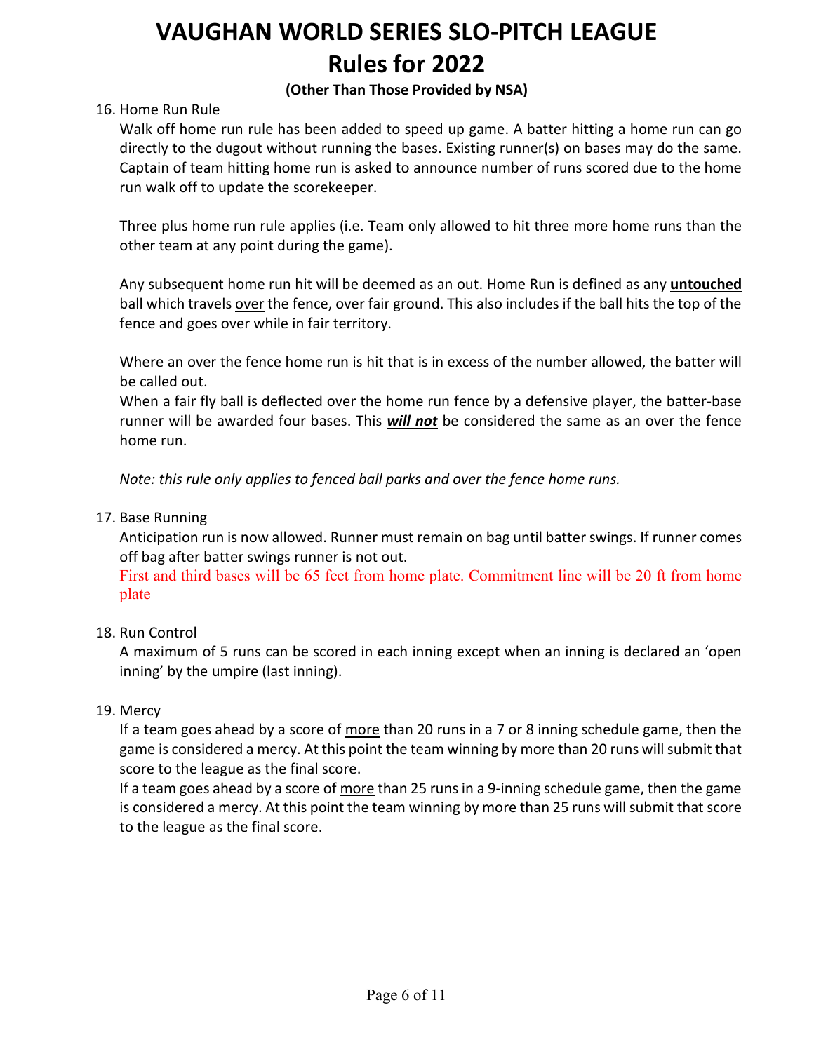# VAUGHAN WORLD SERIES SLO-PITCH LEAGUE
# Rules for 2022

**(Other Than Those Provided by NSA)**

16. Home Run Rule

    Walk off home run rule has been added to speed up game. A batter hitting a home run can go directly to the dugout without running the bases. Existing runner(s) on bases may do the same. Captain of team hitting home run is asked to announce number of runs scored due to the home run walk off to update the scorekeeper.

    Three plus home run rule applies (i.e. Team only allowed to hit three more home runs than the other team at any point during the game).

    Any subsequent home run hit will be deemed as an out. Home Run is defined as any <u>**untouched**</u> ball which travels <u>over</u> the fence, over fair ground. This also includes if the ball hits the top of the fence and goes over while in fair territory.

    Where an over the fence home run is hit that is in excess of the number allowed, the batter will be called out.

    When a fair fly ball is deflected over the home run fence by a defensive player, the batter-base runner will be awarded four bases. This <u>***will not***</u> be considered the same as an over the fence home run.

    *Note: this rule only applies to fenced ball parks and over the fence home runs.*

17. Base Running

    Anticipation run is now allowed. Runner must remain on bag until batter swings. If runner comes off bag after batter swings runner is not out.

    First and third bases will be 65 feet from home plate. Commitment line will be 20 ft from home plate

18. Run Control

    A maximum of 5 runs can be scored in each inning except when an inning is declared an 'open inning' by the umpire (last inning).

19. Mercy

    If a team goes ahead by a score of <u>more</u> than 20 runs in a 7 or 8 inning schedule game, then the game is considered a mercy. At this point the team winning by more than 20 runs will submit that score to the league as the final score.

    If a team goes ahead by a score of <u>more</u> than 25 runs in a 9-inning schedule game, then the game is considered a mercy. At this point the team winning by more than 25 runs will submit that score to the league as the final score.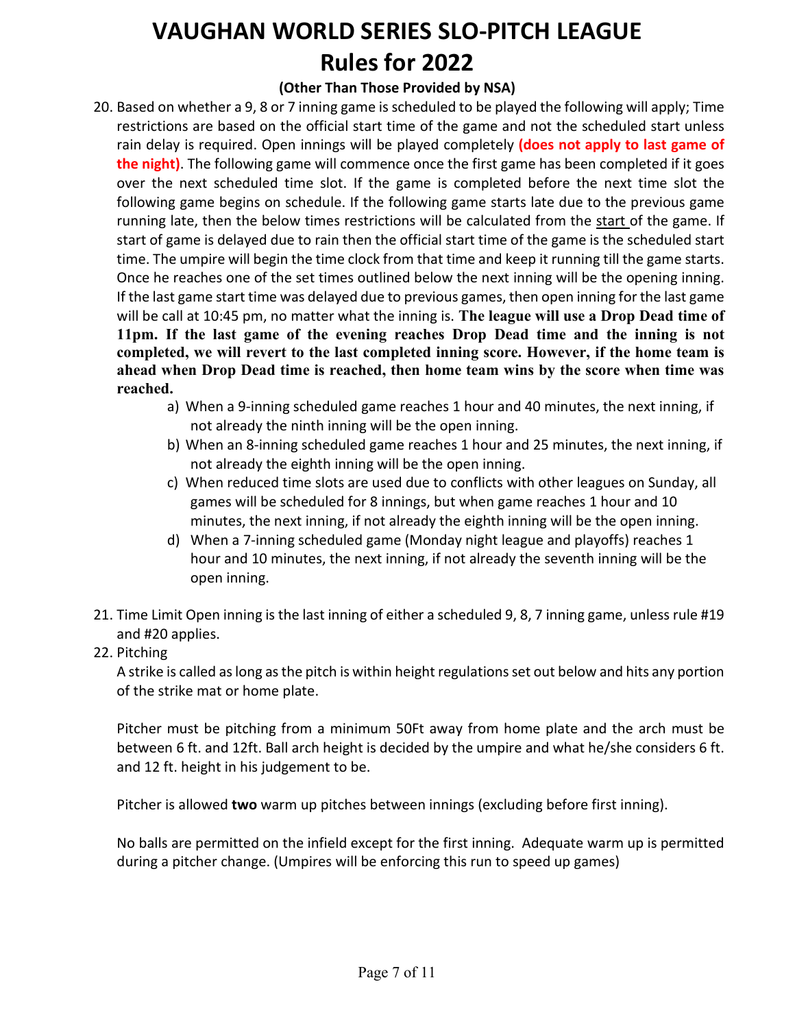# VAUGHAN WORLD SERIES SLO-PITCH LEAGUE
# Rules for 2022

**(Other Than Those Provided by NSA)**

20. Based on whether a 9, 8 or 7 inning game is scheduled to be played the following will apply; Time restrictions are based on the official start time of the game and not the scheduled start unless rain delay is required. Open innings will be played completely **(does not apply to last game of the night)**. The following game will commence once the first game has been completed if it goes over the next scheduled time slot. If the game is completed before the next time slot the following game begins on schedule. If the following game starts late due to the previous game running late, then the below times restrictions will be calculated from the <u>start</u> of the game. If start of game is delayed due to rain then the official start time of the game is the scheduled start time. The umpire will begin the time clock from that time and keep it running till the game starts. Once he reaches one of the set times outlined below the next inning will be the opening inning. If the last game start time was delayed due to previous games, then open inning for the last game will be call at 10:45 pm, no matter what the inning is. **The league will use a Drop Dead time of 11pm. If the last game of the evening reaches Drop Dead time and the inning is not completed, we will revert to the last completed inning score. However, if the home team is ahead when Drop Dead time is reached, then home team wins by the score when time was reached.**
    a) When a 9-inning scheduled game reaches 1 hour and 40 minutes, the next inning, if not already the ninth inning will be the open inning.
    b) When an 8-inning scheduled game reaches 1 hour and 25 minutes, the next inning, if not already the eighth inning will be the open inning.
    c) When reduced time slots are used due to conflicts with other leagues on Sunday, all games will be scheduled for 8 innings, but when game reaches 1 hour and 10 minutes, the next inning, if not already the eighth inning will be the open inning.
    d) When a 7-inning scheduled game (Monday night league and playoffs) reaches 1 hour and 10 minutes, the next inning, if not already the seventh inning will be the open inning.

21. Time Limit Open inning is the last inning of either a scheduled 9, 8, 7 inning game, unless rule #19 and #20 applies.

22. Pitching

    A strike is called as long as the pitch is within height regulations set out below and hits any portion of the strike mat or home plate.

    Pitcher must be pitching from a minimum 50Ft away from home plate and the arch must be between 6 ft. and 12ft. Ball arch height is decided by the umpire and what he/she considers 6 ft. and 12 ft. height in his judgement to be.

    Pitcher is allowed **two** warm up pitches between innings (excluding before first inning).

    No balls are permitted on the infield except for the first inning. Adequate warm up is permitted during a pitcher change. (Umpires will be enforcing this run to speed up games)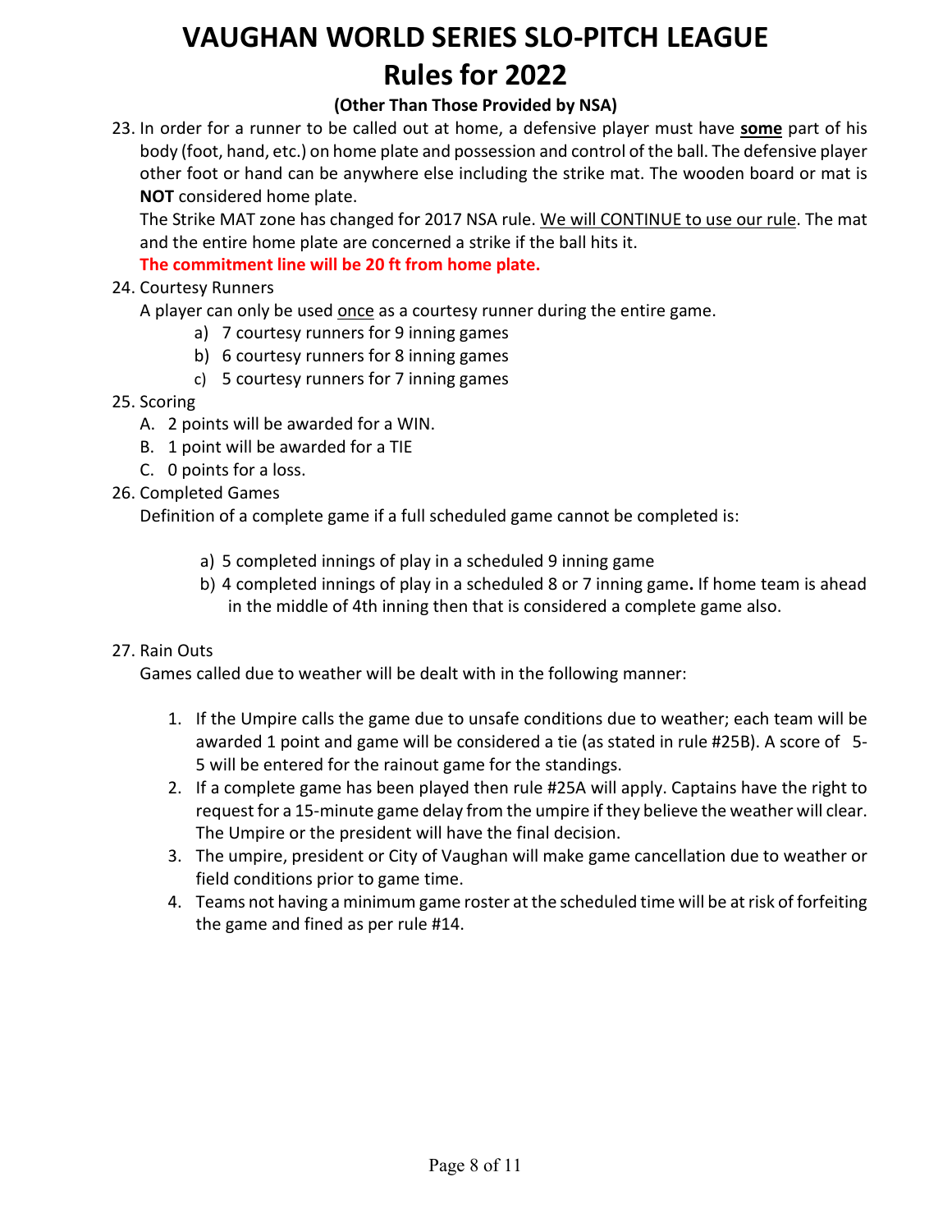# VAUGHAN WORLD SERIES SLO-PITCH LEAGUE
# Rules for 2022

### (Other Than Those Provided by NSA)

23. In order for a runner to be called out at home, a defensive player must have **some** part of his body (foot, hand, etc.) on home plate and possession and control of the ball. The defensive player other foot or hand can be anywhere else including the strike mat. The wooden board or mat is **NOT** considered home plate.

    The Strike MAT zone has changed for 2017 NSA rule. We will CONTINUE to use our rule. The mat and the entire home plate are concerned a strike if the ball hits it.

    **The commitment line will be 20 ft from home plate.**

24. Courtesy Runners

    A player can only be used once as a courtesy runner during the entire game.

    a) 7 courtesy runners for 9 inning games
    b) 6 courtesy runners for 8 inning games
    c) 5 courtesy runners for 7 inning games

25. Scoring

    A. 2 points will be awarded for a WIN.
    B. 1 point will be awarded for a TIE
    C. 0 points for a loss.

26. Completed Games

    Definition of a complete game if a full scheduled game cannot be completed is:

    a) 5 completed innings of play in a scheduled 9 inning game
    b) 4 completed innings of play in a scheduled 8 or 7 inning game**.** If home team is ahead in the middle of 4th inning then that is considered a complete game also.

27. Rain Outs

    Games called due to weather will be dealt with in the following manner:

    1. If the Umpire calls the game due to unsafe conditions due to weather; each team will be awarded 1 point and game will be considered a tie (as stated in rule #25B). A score of 5-5 will be entered for the rainout game for the standings.
    2. If a complete game has been played then rule #25A will apply. Captains have the right to request for a 15-minute game delay from the umpire if they believe the weather will clear. The Umpire or the president will have the final decision.
    3. The umpire, president or City of Vaughan will make game cancellation due to weather or field conditions prior to game time.
    4. Teams not having a minimum game roster at the scheduled time will be at risk of forfeiting the game and fined as per rule #14.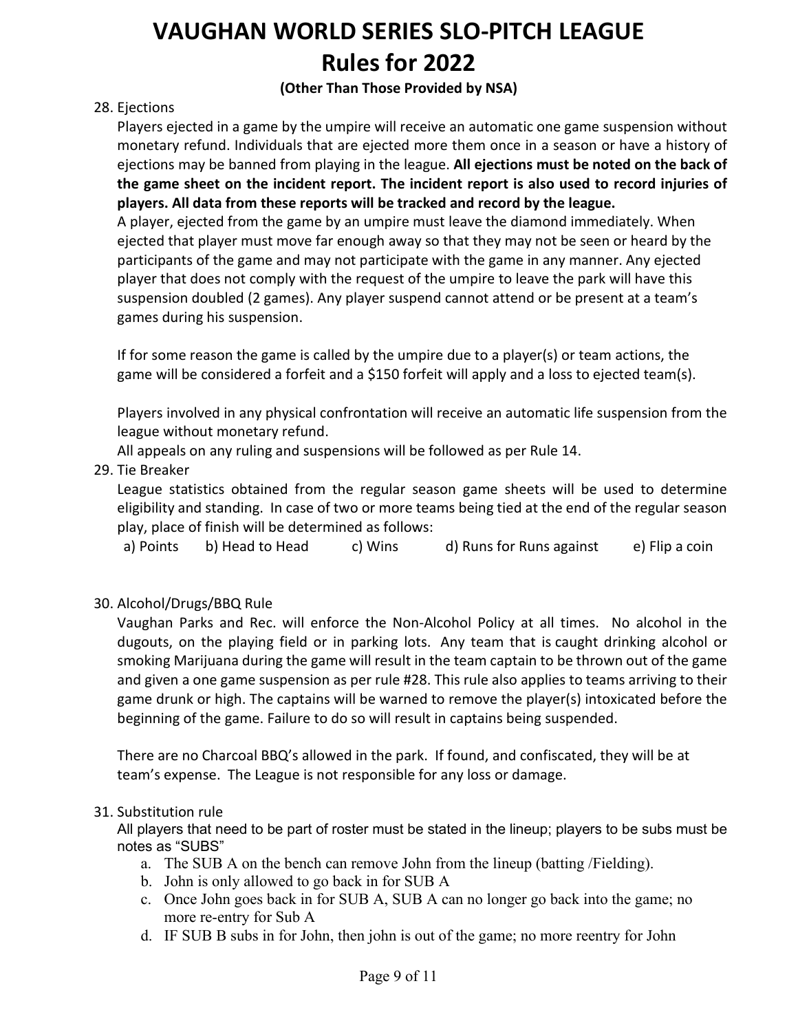# VAUGHAN WORLD SERIES SLO-PITCH LEAGUE
# Rules for 2022

**(Other Than Those Provided by NSA)**

28. Ejections

    Players ejected in a game by the umpire will receive an automatic one game suspension without monetary refund. Individuals that are ejected more them once in a season or have a history of ejections may be banned from playing in the league. **All ejections must be noted on the back of the game sheet on the incident report. The incident report is also used to record injuries of players. All data from these reports will be tracked and record by the league.**

    A player, ejected from the game by an umpire must leave the diamond immediately. When ejected that player must move far enough away so that they may not be seen or heard by the participants of the game and may not participate with the game in any manner. Any ejected player that does not comply with the request of the umpire to leave the park will have this suspension doubled (2 games). Any player suspend cannot attend or be present at a team's games during his suspension.

    If for some reason the game is called by the umpire due to a player(s) or team actions, the game will be considered a forfeit and a $150 forfeit will apply and a loss to ejected team(s).

    Players involved in any physical confrontation will receive an automatic life suspension from the league without monetary refund.

    All appeals on any ruling and suspensions will be followed as per Rule 14.

29. Tie Breaker

    League statistics obtained from the regular season game sheets will be used to determine eligibility and standing. In case of two or more teams being tied at the end of the regular season play, place of finish will be determined as follows:

    a) Points b) Head to Head c) Wins d) Runs for Runs against e) Flip a coin

30. Alcohol/Drugs/BBQ Rule

    Vaughan Parks and Rec. will enforce the Non-Alcohol Policy at all times. No alcohol in the dugouts, on the playing field or in parking lots. Any team that is caught drinking alcohol or smoking Marijuana during the game will result in the team captain to be thrown out of the game and given a one game suspension as per rule #28. This rule also applies to teams arriving to their game drunk or high. The captains will be warned to remove the player(s) intoxicated before the beginning of the game. Failure to do so will result in captains being suspended.

    There are no Charcoal BBQ's allowed in the park. If found, and confiscated, they will be at team's expense. The League is not responsible for any loss or damage.

31. Substitution rule

    All players that need to be part of roster must be stated in the lineup; players to be subs must be notes as "SUBS"

    a. The SUB A on the bench can remove John from the lineup (batting /Fielding).
    b. John is only allowed to go back in for SUB A
    c. Once John goes back in for SUB A, SUB A can no longer go back into the game; no more re-entry for Sub A
    d. IF SUB B subs in for John, then john is out of the game; no more reentry for John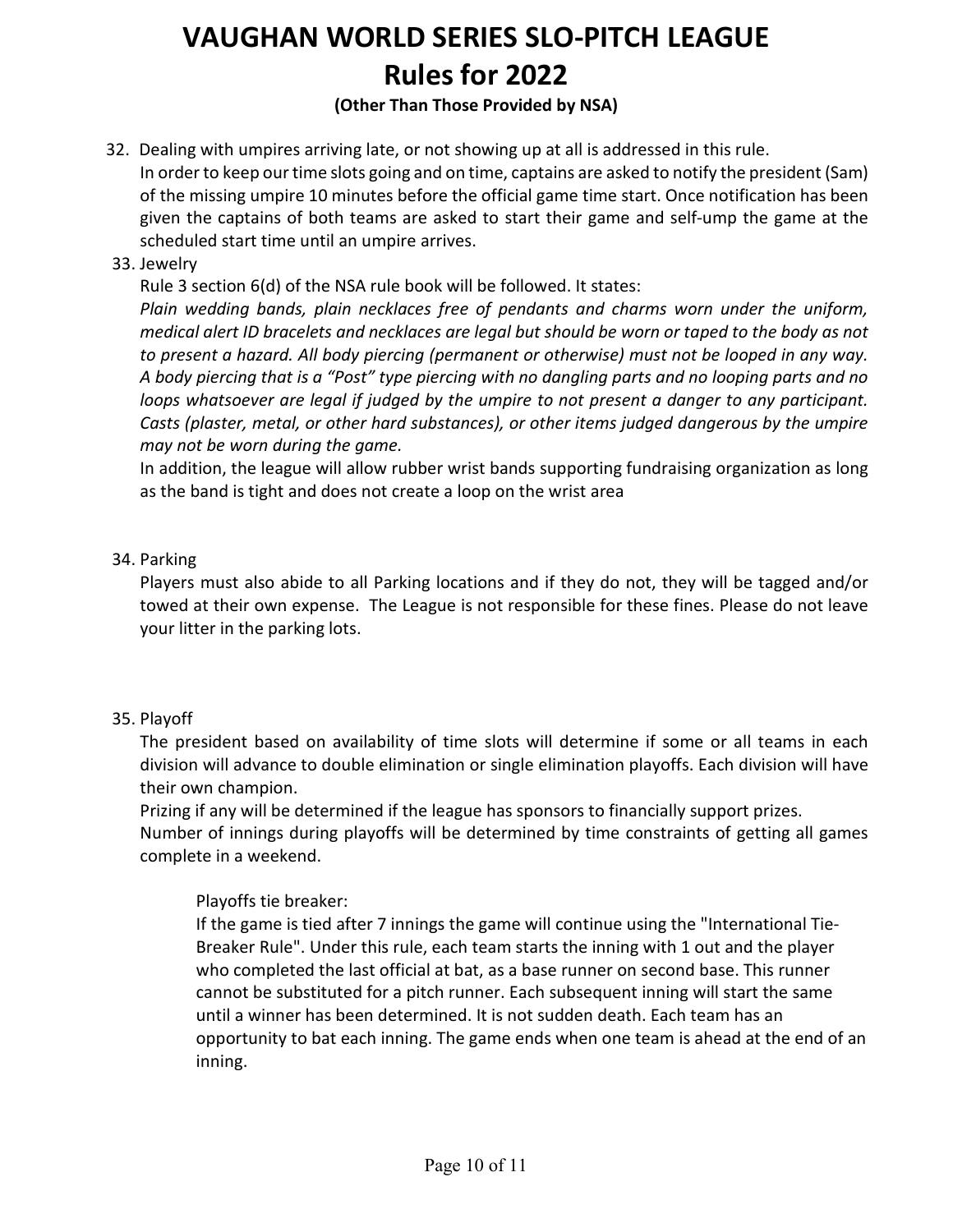# VAUGHAN WORLD SERIES SLO-PITCH LEAGUE
# Rules for 2022

**(Other Than Those Provided by NSA)**

32. Dealing with umpires arriving late, or not showing up at all is addressed in this rule.
    In order to keep our time slots going and on time, captains are asked to notify the president (Sam) of the missing umpire 10 minutes before the official game time start. Once notification has been given the captains of both teams are asked to start their game and self-ump the game at the scheduled start time until an umpire arrives.

33. Jewelry
    Rule 3 section 6(d) of the NSA rule book will be followed. It states:
    *Plain wedding bands, plain necklaces free of pendants and charms worn under the uniform, medical alert ID bracelets and necklaces are legal but should be worn or taped to the body as not to present a hazard. All body piercing (permanent or otherwise) must not be looped in any way. A body piercing that is a "Post" type piercing with no dangling parts and no looping parts and no loops whatsoever are legal if judged by the umpire to not present a danger to any participant. Casts (plaster, metal, or other hard substances), or other items judged dangerous by the umpire may not be worn during the game.*
    In addition, the league will allow rubber wrist bands supporting fundraising organization as long as the band is tight and does not create a loop on the wrist area

34. Parking
    Players must also abide to all Parking locations and if they do not, they will be tagged and/or towed at their own expense. The League is not responsible for these fines. Please do not leave your litter in the parking lots.

35. Playoff
    The president based on availability of time slots will determine if some or all teams in each division will advance to double elimination or single elimination playoffs. Each division will have their own champion.
    Prizing if any will be determined if the league has sponsors to financially support prizes.
    Number of innings during playoffs will be determined by time constraints of getting all games complete in a weekend.

    Playoffs tie breaker:
    If the game is tied after 7 innings the game will continue using the "International Tie-Breaker Rule". Under this rule, each team starts the inning with 1 out and the player who completed the last official at bat, as a base runner on second base. This runner cannot be substituted for a pitch runner. Each subsequent inning will start the same until a winner has been determined. It is not sudden death. Each team has an opportunity to bat each inning. The game ends when one team is ahead at the end of an inning.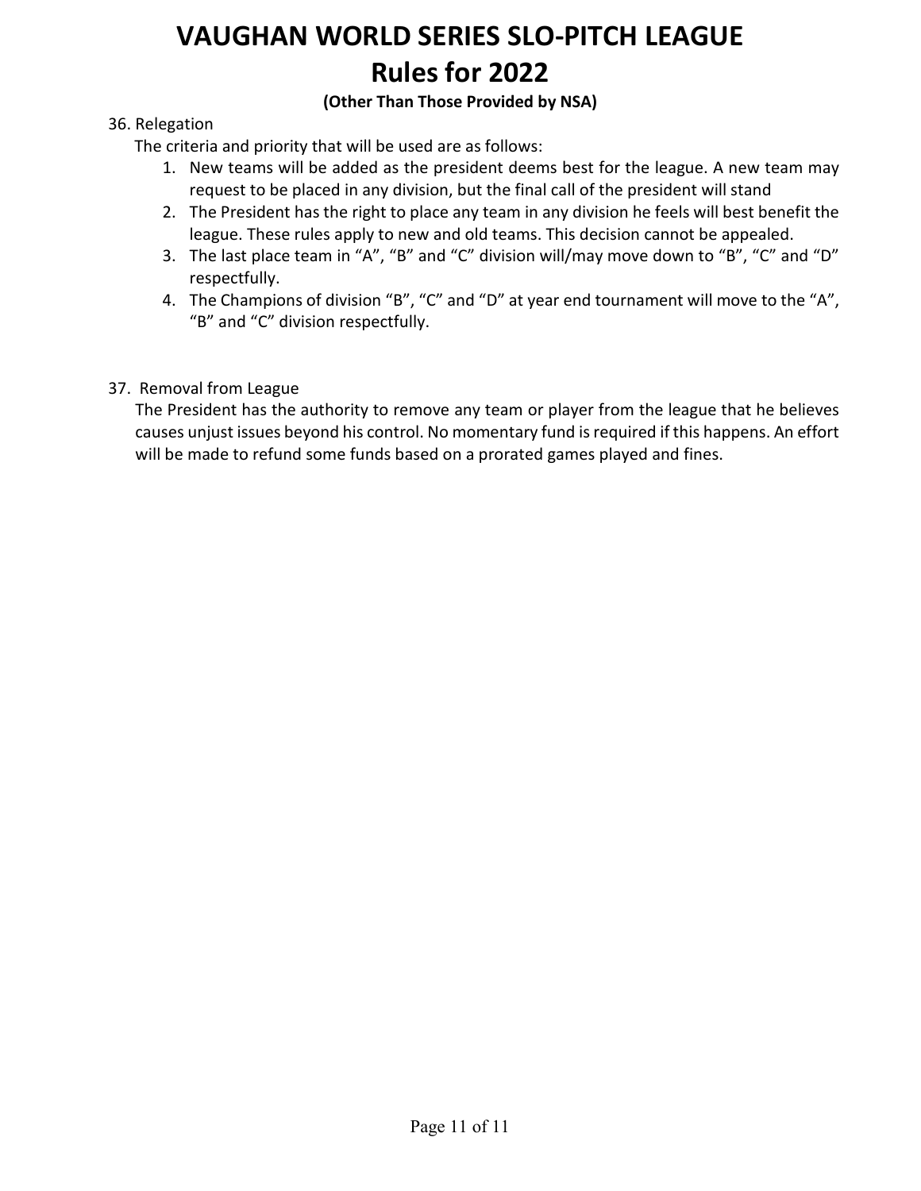# VAUGHAN WORLD SERIES SLO-PITCH LEAGUE
# Rules for 2022

**(Other Than Those Provided by NSA)**

36. Relegation

The criteria and priority that will be used are as follows:

1. New teams will be added as the president deems best for the league. A new team may request to be placed in any division, but the final call of the president will stand
2. The President has the right to place any team in any division he feels will best benefit the league. These rules apply to new and old teams. This decision cannot be appealed.
3. The last place team in “A”, “B” and “C” division will/may move down to “B”, “C” and “D” respectfully.
4. The Champions of division “B”, “C” and “D” at year end tournament will move to the “A”, “B” and “C” division respectfully.

37. Removal from League

The President has the authority to remove any team or player from the league that he believes causes unjust issues beyond his control. No momentary fund is required if this happens. An effort will be made to refund some funds based on a prorated games played and fines.